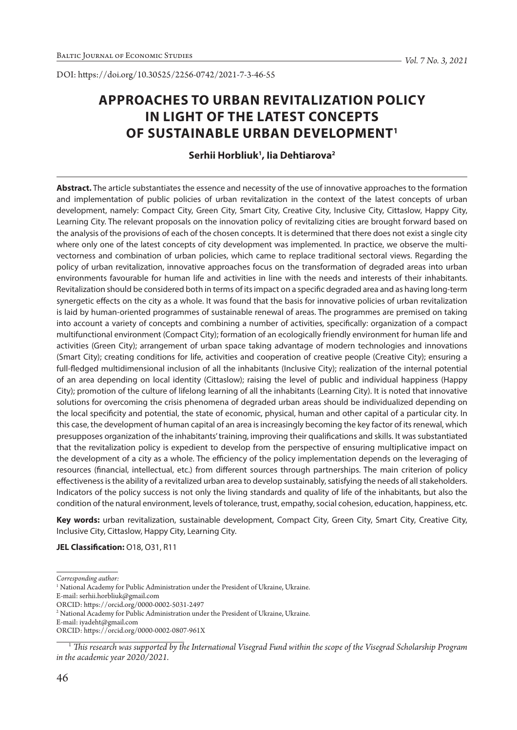DOI: https://doi.org/10.30525/2256-0742/2021-7-3-46-55

# APPROACHES TO URBAN REVITALIZATION POLICY IN LIGHT OF THE LATEST CONCEPTS OF SUSTAINABLE URBAN DEVELOPMENT[1]

**Serhii Horbliuk[1], Iia Dehtiarova[2]**

**Abstract.** The article substantiates the essence and necessity of the use of innovative approaches to the formation and implementation of public policies of urban revitalization in the context of the latest concepts of urban development, namely: Compact City, Green City, Smart City, Creative City, Inclusive City, Cittaslow, Happy City, Learning City. The relevant proposals on the innovation policy of revitalizing cities are brought forward based on the analysis of the provisions of each of the chosen concepts. It is determined that there does not exist a single city where only one of the latest concepts of city development was implemented. In practice, we observe the multi-vectorness and combination of urban policies, which came to replace traditional sectoral views. Regarding the policy of urban revitalization, innovative approaches focus on the transformation of degraded areas into urban environments favourable for human life and activities in line with the needs and interests of their inhabitants. Revitalization should be considered both in terms of its impact on a specific degraded area and as having long-term synergetic effects on the city as a whole. It was found that the basis for innovative policies of urban revitalization is laid by human-oriented programmes of sustainable renewal of areas. The programmes are premised on taking into account a variety of concepts and combining a number of activities, specifically: organization of a compact multifunctional environment (Compact City); formation of an ecologically friendly environment for human life and activities (Green City); arrangement of urban space taking advantage of modern technologies and innovations (Smart City); creating conditions for life, activities and cooperation of creative people (Creative City); ensuring a full-fledged multidimensional inclusion of all the inhabitants (Inclusive City); realization of the internal potential of an area depending on local identity (Cittaslow); raising the level of public and individual happiness (Happy City); promotion of the culture of lifelong learning of all the inhabitants (Learning City). It is noted that innovative solutions for overcoming the crisis phenomena of degraded urban areas should be individualized depending on the local specificity and potential, the state of economic, physical, human and other capital of a particular city. In this case, the development of human capital of an area is increasingly becoming the key factor of its renewal, which presupposes organization of the inhabitants' training, improving their qualifications and skills. It was substantiated that the revitalization policy is expedient to develop from the perspective of ensuring multiplicative impact on the development of a city as a whole. The efficiency of the policy implementation depends on the leveraging of resources (financial, intellectual, etc.) from different sources through partnerships. The main criterion of policy effectiveness is the ability of a revitalized urban area to develop sustainably, satisfying the needs of all stakeholders. Indicators of the policy success is not only the living standards and quality of life of the inhabitants, but also the condition of the natural environment, levels of tolerance, trust, empathy, social cohesion, education, happiness, etc.

**Key words:** urban revitalization, sustainable development, Compact City, Green City, Smart City, Creative City, Inclusive City, Cittaslow, Happy City, Learning City.

**JEL Classification:** O18, O31, R11

*Corresponding author:*

[1] National Academy for Public Administration under the President of Ukraine, Ukraine.
E-mail: serhii.horbliuk@gmail.com
ORCID: https://orcid.org/0000-0002-5031-2497

[2] National Academy for Public Administration under the President of Ukraine, Ukraine.
E-mail: iyadeht@gmail.com
ORCID: https://orcid.org/0000-0002-0807-961X

[1] *This research was supported by the International Visegrad Fund within the scope of the Visegrad Scholarship Program in the academic year 2020/2021.*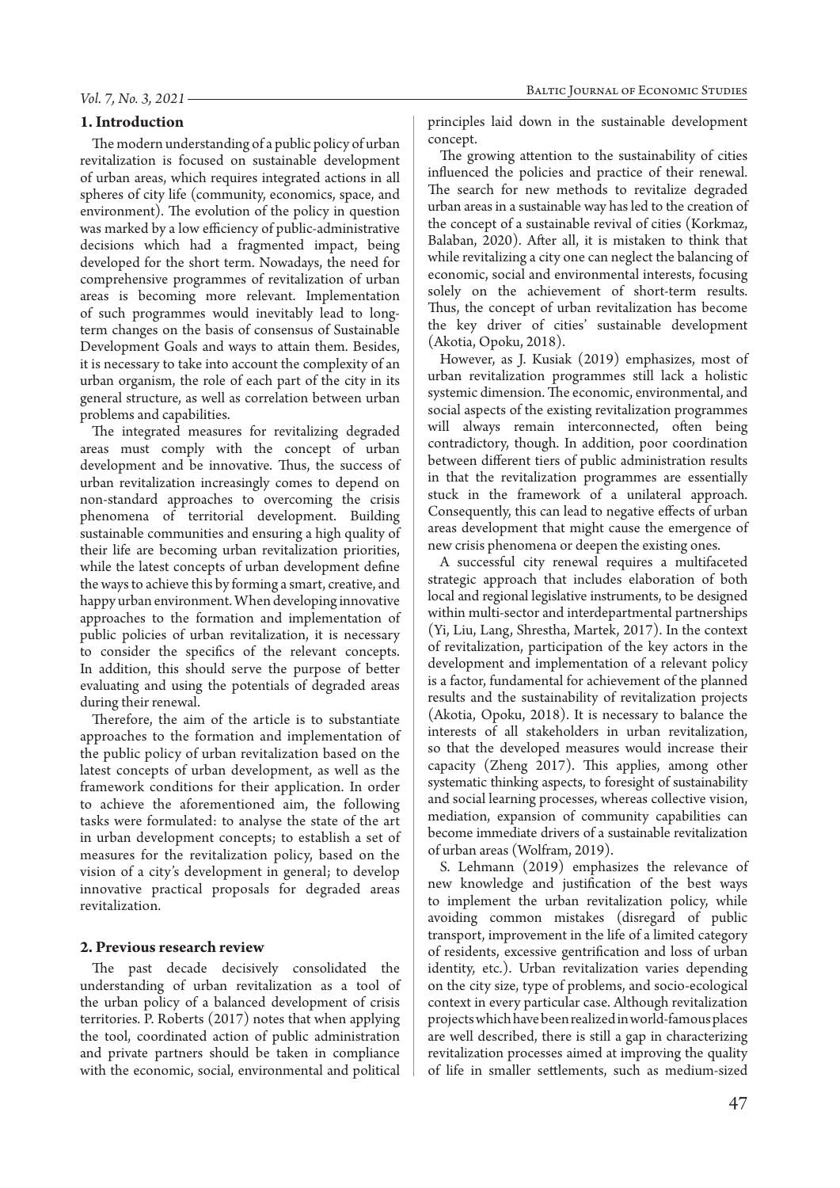## 1. Introduction

The modern understanding of a public policy of urban revitalization is focused on sustainable development of urban areas, which requires integrated actions in all spheres of city life (community, economics, space, and environment). The evolution of the policy in question was marked by a low efficiency of public-administrative decisions which had a fragmented impact, being developed for the short term. Nowadays, the need for comprehensive programmes of revitalization of urban areas is becoming more relevant. Implementation of such programmes would inevitably lead to long-term changes on the basis of consensus of Sustainable Development Goals and ways to attain them. Besides, it is necessary to take into account the complexity of an urban organism, the role of each part of the city in its general structure, as well as correlation between urban problems and capabilities.

The integrated measures for revitalizing degraded areas must comply with the concept of urban development and be innovative. Thus, the success of urban revitalization increasingly comes to depend on non-standard approaches to overcoming the crisis phenomena of territorial development. Building sustainable communities and ensuring a high quality of their life are becoming urban revitalization priorities, while the latest concepts of urban development define the ways to achieve this by forming a smart, creative, and happy urban environment. When developing innovative approaches to the formation and implementation of public policies of urban revitalization, it is necessary to consider the specifics of the relevant concepts. In addition, this should serve the purpose of better evaluating and using the potentials of degraded areas during their renewal.

Therefore, the aim of the article is to substantiate approaches to the formation and implementation of the public policy of urban revitalization based on the latest concepts of urban development, as well as the framework conditions for their application. In order to achieve the aforementioned aim, the following tasks were formulated: to analyse the state of the art in urban development concepts; to establish a set of measures for the revitalization policy, based on the vision of a city's development in general; to develop innovative practical proposals for degraded areas revitalization.

## 2. Previous research review

The past decade decisively consolidated the understanding of urban revitalization as a tool of the urban policy of a balanced development of crisis territories. P. Roberts (2017) notes that when applying the tool, coordinated action of public administration and private partners should be taken in compliance with the economic, social, environmental and political principles laid down in the sustainable development concept.

The growing attention to the sustainability of cities influenced the policies and practice of their renewal. The search for new methods to revitalize degraded urban areas in a sustainable way has led to the creation of the concept of a sustainable revival of cities (Korkmaz, Balaban, 2020). After all, it is mistaken to think that while revitalizing a city one can neglect the balancing of economic, social and environmental interests, focusing solely on the achievement of short-term results. Thus, the concept of urban revitalization has become the key driver of cities' sustainable development (Akotia, Opoku, 2018).

However, as J. Kusiak (2019) emphasizes, most of urban revitalization programmes still lack a holistic systemic dimension. The economic, environmental, and social aspects of the existing revitalization programmes will always remain interconnected, often being contradictory, though. In addition, poor coordination between different tiers of public administration results in that the revitalization programmes are essentially stuck in the framework of a unilateral approach. Consequently, this can lead to negative effects of urban areas development that might cause the emergence of new crisis phenomena or deepen the existing ones.

A successful city renewal requires a multifaceted strategic approach that includes elaboration of both local and regional legislative instruments, to be designed within multi-sector and interdepartmental partnerships (Yi, Liu, Lang, Shrestha, Martek, 2017). In the context of revitalization, participation of the key actors in the development and implementation of a relevant policy is a factor, fundamental for achievement of the planned results and the sustainability of revitalization projects (Akotia, Opoku, 2018). It is necessary to balance the interests of all stakeholders in urban revitalization, so that the developed measures would increase their capacity (Zheng 2017). This applies, among other systematic thinking aspects, to foresight of sustainability and social learning processes, whereas collective vision, mediation, expansion of community capabilities can become immediate drivers of a sustainable revitalization of urban areas (Wolfram, 2019).

S. Lehmann (2019) emphasizes the relevance of new knowledge and justification of the best ways to implement the urban revitalization policy, while avoiding common mistakes (disregard of public transport, improvement in the life of a limited category of residents, excessive gentrification and loss of urban identity, etc.). Urban revitalization varies depending on the city size, type of problems, and socio-ecological context in every particular case. Although revitalization projects which have been realized in world-famous places are well described, there is still a gap in characterizing revitalization processes aimed at improving the quality of life in smaller settlements, such as medium-sized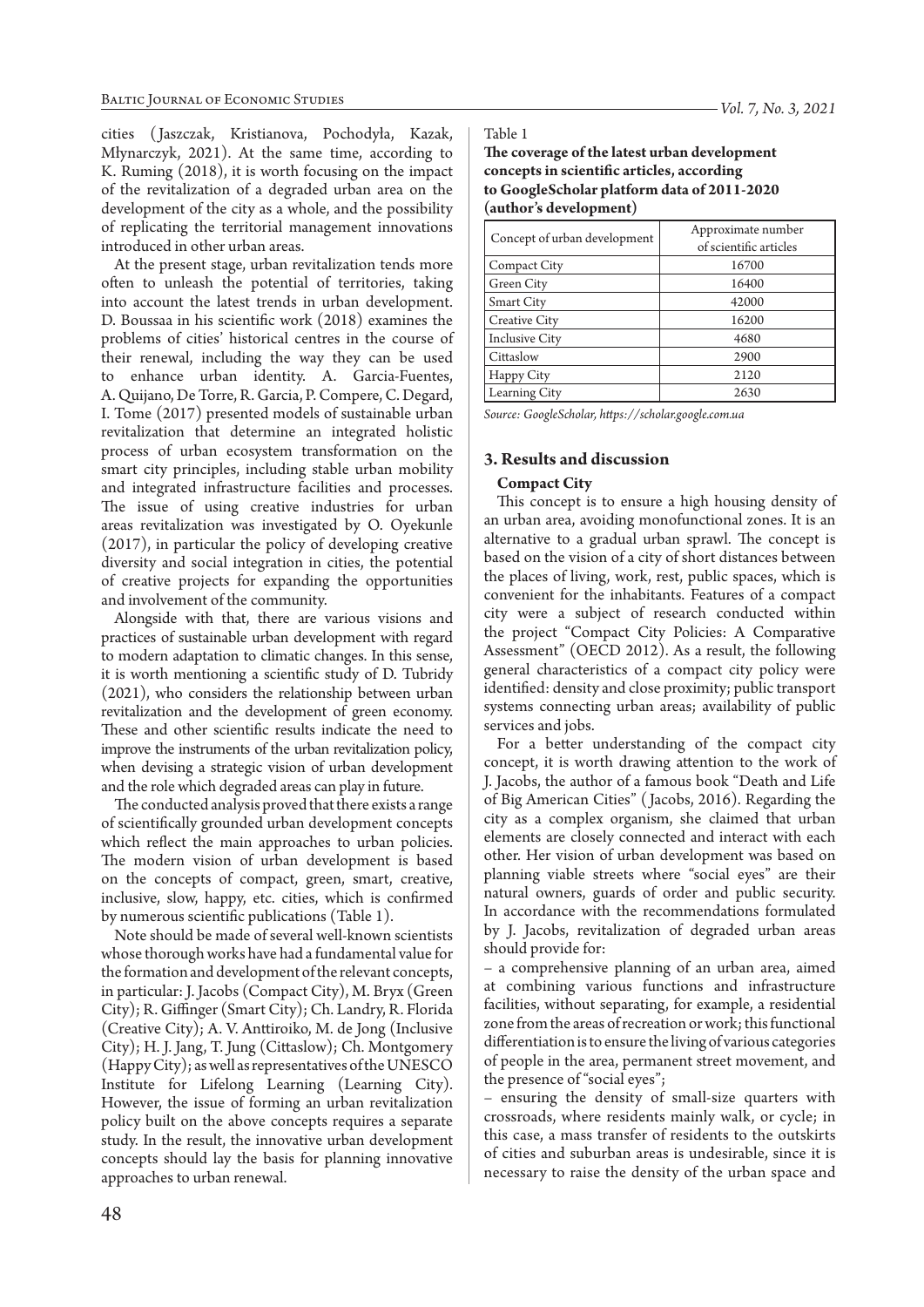cities (Jaszczak, Kristianova, Pochodyła, Kazak, Młynarczyk, 2021). At the same time, according to K. Ruming (2018), it is worth focusing on the impact of the revitalization of a degraded urban area on the development of the city as a whole, and the possibility of replicating the territorial management innovations introduced in other urban areas.

At the present stage, urban revitalization tends more often to unleash the potential of territories, taking into account the latest trends in urban development. D. Boussaa in his scientific work (2018) examines the problems of cities' historical centres in the course of their renewal, including the way they can be used to enhance urban identity. A. Garcia-Fuentes, A. Quijano, De Torre, R. Garcia, P. Compere, C. Degard, I. Tome (2017) presented models of sustainable urban revitalization that determine an integrated holistic process of urban ecosystem transformation on the smart city principles, including stable urban mobility and integrated infrastructure facilities and processes. The issue of using creative industries for urban areas revitalization was investigated by O. Oyekunle (2017), in particular the policy of developing creative diversity and social integration in cities, the potential of creative projects for expanding the opportunities and involvement of the community.

Alongside with that, there are various visions and practices of sustainable urban development with regard to modern adaptation to climatic changes. In this sense, it is worth mentioning a scientific study of D. Tubridy (2021), who considers the relationship between urban revitalization and the development of green economy. These and other scientific results indicate the need to improve the instruments of the urban revitalization policy, when devising a strategic vision of urban development and the role which degraded areas can play in future.

The conducted analysis proved that there exists a range of scientifically grounded urban development concepts which reflect the main approaches to urban policies. The modern vision of urban development is based on the concepts of compact, green, smart, creative, inclusive, slow, happy, etc. cities, which is confirmed by numerous scientific publications (Table 1).

Note should be made of several well-known scientists whose thorough works have had a fundamental value for the formation and development of the relevant concepts, in particular: J. Jacobs (Compact City), M. Bryx (Green City); R. Giffinger (Smart City); Ch. Landry, R. Florida (Creative City); A. V. Anttiroiko, M. de Jong (Inclusive City); H. J. Jang, T. Jung (Cittaslow); Ch. Montgomery (Happy City); as well as representatives of the UNESCO Institute for Lifelong Learning (Learning City). However, the issue of forming an urban revitalization policy built on the above concepts requires a separate study. In the result, the innovative urban development concepts should lay the basis for planning innovative approaches to urban renewal.

Table 1
**The coverage of the latest urban development concepts in scientific articles, according to GoogleScholar platform data of 2011-2020 (author's development)**

| Concept of urban development | Approximate number of scientific articles |
|---|---|
| Compact City | 16700 |
| Green City | 16400 |
| Smart City | 42000 |
| Creative City | 16200 |
| Inclusive City | 4680 |
| Cittaslow | 2900 |
| Happy City | 2120 |
| Learning City | 2630 |

*Source: GoogleScholar, https://scholar.google.com.ua*

## 3. Results and discussion

### Compact City

This concept is to ensure a high housing density of an urban area, avoiding monofunctional zones. It is an alternative to a gradual urban sprawl. The concept is based on the vision of a city of short distances between the places of living, work, rest, public spaces, which is convenient for the inhabitants. Features of a compact city were a subject of research conducted within the project "Compact City Policies: A Comparative Assessment" (OECD 2012). As a result, the following general characteristics of a compact city policy were identified: density and close proximity; public transport systems connecting urban areas; availability of public services and jobs.

For a better understanding of the compact city concept, it is worth drawing attention to the work of J. Jacobs, the author of a famous book "Death and Life of Big American Cities" (Jacobs, 2016). Regarding the city as a complex organism, she claimed that urban elements are closely connected and interact with each other. Her vision of urban development was based on planning viable streets where "social eyes" are their natural owners, guards of order and public security. In accordance with the recommendations formulated by J. Jacobs, revitalization of degraded urban areas should provide for:

– a comprehensive planning of an urban area, aimed at combining various functions and infrastructure facilities, without separating, for example, a residential zone from the areas of recreation or work; this functional differentiation is to ensure the living of various categories of people in the area, permanent street movement, and the presence of "social eyes";

– ensuring the density of small-size quarters with crossroads, where residents mainly walk, or cycle; in this case, a mass transfer of residents to the outskirts of cities and suburban areas is undesirable, since it is necessary to raise the density of the urban space and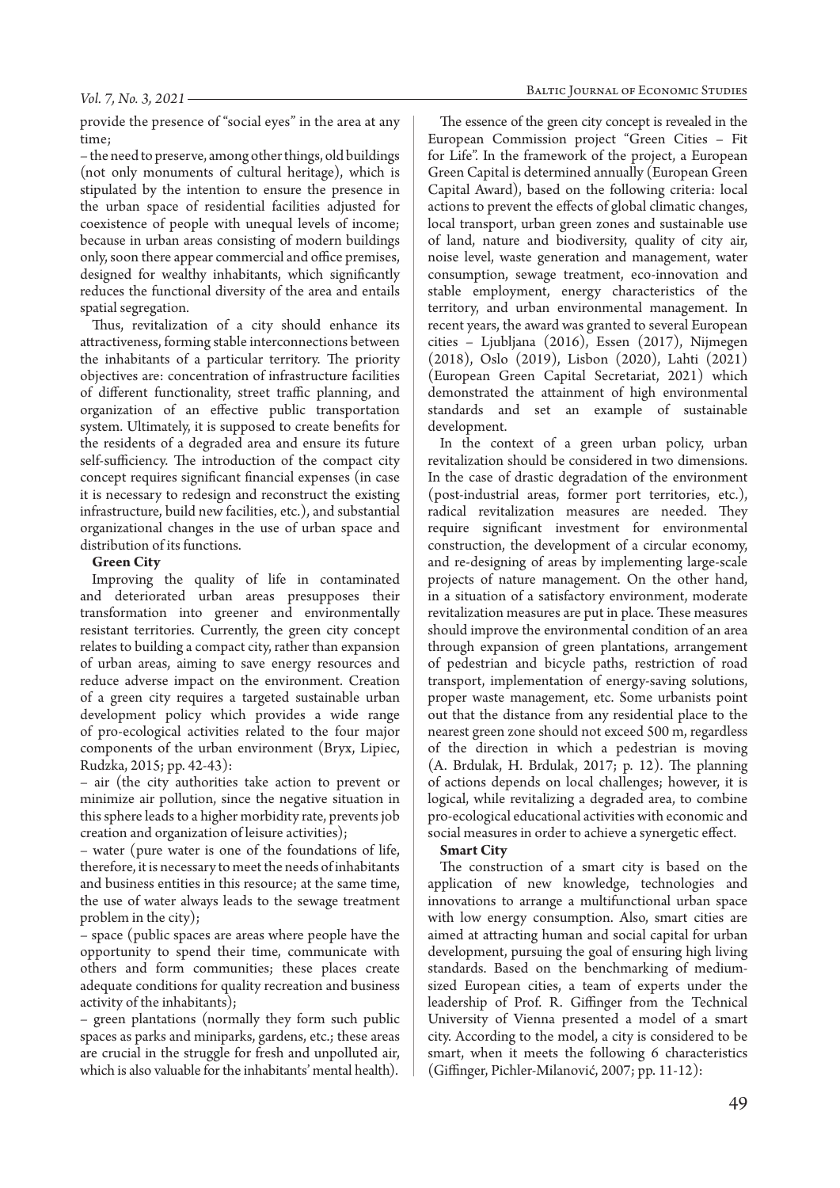provide the presence of "social eyes" in the area at any time;

– the need to preserve, among other things, old buildings (not only monuments of cultural heritage), which is stipulated by the intention to ensure the presence in the urban space of residential facilities adjusted for coexistence of people with unequal levels of income; because in urban areas consisting of modern buildings only, soon there appear commercial and office premises, designed for wealthy inhabitants, which significantly reduces the functional diversity of the area and entails spatial segregation.

Thus, revitalization of a city should enhance its attractiveness, forming stable interconnections between the inhabitants of a particular territory. The priority objectives are: concentration of infrastructure facilities of different functionality, street traffic planning, and organization of an effective public transportation system. Ultimately, it is supposed to create benefits for the residents of a degraded area and ensure its future self-sufficiency. The introduction of the compact city concept requires significant financial expenses (in case it is necessary to redesign and reconstruct the existing infrastructure, build new facilities, etc.), and substantial organizational changes in the use of urban space and distribution of its functions.

**Green City**

Improving the quality of life in contaminated and deteriorated urban areas presupposes their transformation into greener and environmentally resistant territories. Currently, the green city concept relates to building a compact city, rather than expansion of urban areas, aiming to save energy resources and reduce adverse impact on the environment. Creation of a green city requires a targeted sustainable urban development policy which provides a wide range of pro-ecological activities related to the four major components of the urban environment (Bryx, Lipiec, Rudzka, 2015; pp. 42-43):

– air (the city authorities take action to prevent or minimize air pollution, since the negative situation in this sphere leads to a higher morbidity rate, prevents job creation and organization of leisure activities);

– water (pure water is one of the foundations of life, therefore, it is necessary to meet the needs of inhabitants and business entities in this resource; at the same time, the use of water always leads to the sewage treatment problem in the city);

– space (public spaces are areas where people have the opportunity to spend their time, communicate with others and form communities; these places create adequate conditions for quality recreation and business activity of the inhabitants);

– green plantations (normally they form such public spaces as parks and miniparks, gardens, etc.; these areas are crucial in the struggle for fresh and unpolluted air, which is also valuable for the inhabitants' mental health).

The essence of the green city concept is revealed in the European Commission project "Green Cities – Fit for Life". In the framework of the project, a European Green Capital is determined annually (European Green Capital Award), based on the following criteria: local actions to prevent the effects of global climatic changes, local transport, urban green zones and sustainable use of land, nature and biodiversity, quality of city air, noise level, waste generation and management, water consumption, sewage treatment, eco-innovation and stable employment, energy characteristics of the territory, and urban environmental management. In recent years, the award was granted to several European cities – Ljubljana (2016), Essen (2017), Nijmegen (2018), Oslo (2019), Lisbon (2020), Lahti (2021) (European Green Capital Secretariat, 2021) which demonstrated the attainment of high environmental standards and set an example of sustainable development.

In the context of a green urban policy, urban revitalization should be considered in two dimensions. In the case of drastic degradation of the environment (post-industrial areas, former port territories, etc.), radical revitalization measures are needed. They require significant investment for environmental construction, the development of a circular economy, and re-designing of areas by implementing large-scale projects of nature management. On the other hand, in a situation of a satisfactory environment, moderate revitalization measures are put in place. These measures should improve the environmental condition of an area through expansion of green plantations, arrangement of pedestrian and bicycle paths, restriction of road transport, implementation of energy-saving solutions, proper waste management, etc. Some urbanists point out that the distance from any residential place to the nearest green zone should not exceed 500 m, regardless of the direction in which a pedestrian is moving (A. Brdulak, H. Brdulak, 2017; p. 12). The planning of actions depends on local challenges; however, it is logical, while revitalizing a degraded area, to combine pro-ecological educational activities with economic and social measures in order to achieve a synergetic effect.

**Smart City**

The construction of a smart city is based on the application of new knowledge, technologies and innovations to arrange a multifunctional urban space with low energy consumption. Also, smart cities are aimed at attracting human and social capital for urban development, pursuing the goal of ensuring high living standards. Based on the benchmarking of medium-sized European cities, a team of experts under the leadership of Prof. R. Giffinger from the Technical University of Vienna presented a model of a smart city. According to the model, a city is considered to be smart, when it meets the following 6 characteristics (Giffinger, Pichler-Milanović, 2007; pp. 11-12):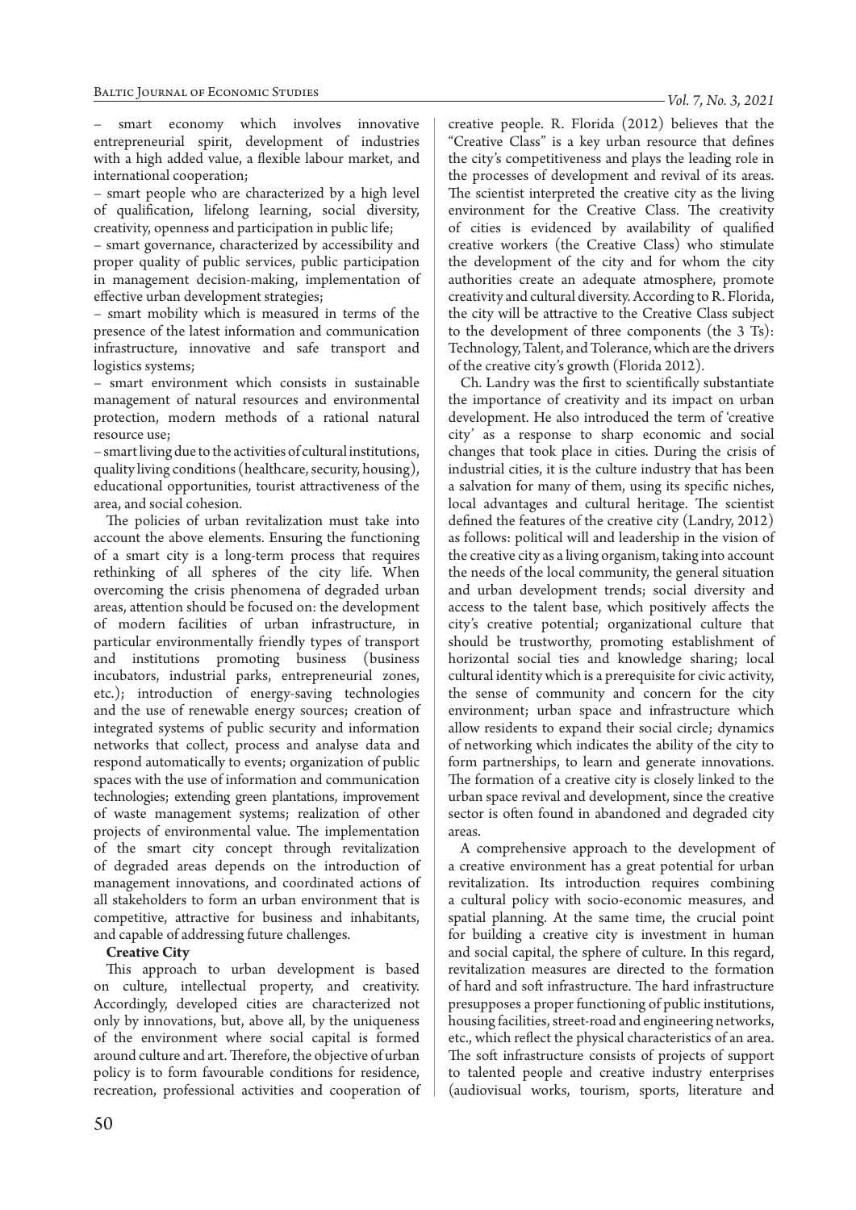– smart economy which involves innovative entrepreneurial spirit, development of industries with a high added value, a flexible labour market, and international cooperation;

– smart people who are characterized by a high level of qualification, lifelong learning, social diversity, creativity, openness and participation in public life;

– smart governance, characterized by accessibility and proper quality of public services, public participation in management decision-making, implementation of effective urban development strategies;

– smart mobility which is measured in terms of the presence of the latest information and communication infrastructure, innovative and safe transport and logistics systems;

– smart environment which consists in sustainable management of natural resources and environmental protection, modern methods of a rational natural resource use;

– smart living due to the activities of cultural institutions, quality living conditions (healthcare, security, housing), educational opportunities, tourist attractiveness of the area, and social cohesion.

The policies of urban revitalization must take into account the above elements. Ensuring the functioning of a smart city is a long-term process that requires rethinking of all spheres of the city life. When overcoming the crisis phenomena of degraded urban areas, attention should be focused on: the development of modern facilities of urban infrastructure, in particular environmentally friendly types of transport and institutions promoting business (business incubators, industrial parks, entrepreneurial zones, etc.); introduction of energy-saving technologies and the use of renewable energy sources; creation of integrated systems of public security and information networks that collect, process and analyse data and respond automatically to events; organization of public spaces with the use of information and communication technologies; extending green plantations, improvement of waste management systems; realization of other projects of environmental value. The implementation of the smart city concept through revitalization of degraded areas depends on the introduction of management innovations, and coordinated actions of all stakeholders to form an urban environment that is competitive, attractive for business and inhabitants, and capable of addressing future challenges.

**Creative City**

This approach to urban development is based on culture, intellectual property, and creativity. Accordingly, developed cities are characterized not only by innovations, but, above all, by the uniqueness of the environment where social capital is formed around culture and art. Therefore, the objective of urban policy is to form favourable conditions for residence, recreation, professional activities and cooperation of creative people. R. Florida (2012) believes that the "Creative Class" is a key urban resource that defines the city's competitiveness and plays the leading role in the processes of development and revival of its areas. The scientist interpreted the creative city as the living environment for the Creative Class. The creativity of cities is evidenced by availability of qualified creative workers (the Creative Class) who stimulate the development of the city and for whom the city authorities create an adequate atmosphere, promote creativity and cultural diversity. According to R. Florida, the city will be attractive to the Creative Class subject to the development of three components (the 3 Ts): Technology, Talent, and Tolerance, which are the drivers of the creative city's growth (Florida 2012).

Ch. Landry was the first to scientifically substantiate the importance of creativity and its impact on urban development. He also introduced the term of 'creative city' as a response to sharp economic and social changes that took place in cities. During the crisis of industrial cities, it is the culture industry that has been a salvation for many of them, using its specific niches, local advantages and cultural heritage. The scientist defined the features of the creative city (Landry, 2012) as follows: political will and leadership in the vision of the creative city as a living organism, taking into account the needs of the local community, the general situation and urban development trends; social diversity and access to the talent base, which positively affects the city's creative potential; organizational culture that should be trustworthy, promoting establishment of horizontal social ties and knowledge sharing; local cultural identity which is a prerequisite for civic activity, the sense of community and concern for the city environment; urban space and infrastructure which allow residents to expand their social circle; dynamics of networking which indicates the ability of the city to form partnerships, to learn and generate innovations. The formation of a creative city is closely linked to the urban space revival and development, since the creative sector is often found in abandoned and degraded city areas.

A comprehensive approach to the development of a creative environment has a great potential for urban revitalization. Its introduction requires combining a cultural policy with socio-economic measures, and spatial planning. At the same time, the crucial point for building a creative city is investment in human and social capital, the sphere of culture. In this regard, revitalization measures are directed to the formation of hard and soft infrastructure. The hard infrastructure presupposes a proper functioning of public institutions, housing facilities, street-road and engineering networks, etc., which reflect the physical characteristics of an area. The soft infrastructure consists of projects of support to talented people and creative industry enterprises (audiovisual works, tourism, sports, literature and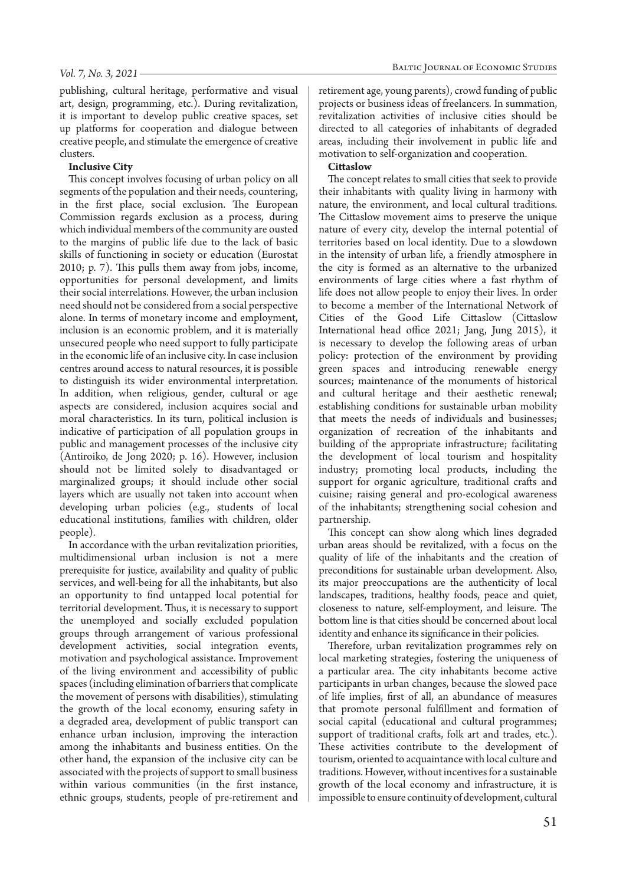publishing, cultural heritage, performative and visual art, design, programming, etc.). During revitalization, it is important to develop public creative spaces, set up platforms for cooperation and dialogue between creative people, and stimulate the emergence of creative clusters.

**Inclusive City**

This concept involves focusing of urban policy on all segments of the population and their needs, countering, in the first place, social exclusion. The European Commission regards exclusion as a process, during which individual members of the community are ousted to the margins of public life due to the lack of basic skills of functioning in society or education (Eurostat 2010; p. 7). This pulls them away from jobs, income, opportunities for personal development, and limits their social interrelations. However, the urban inclusion need should not be considered from a social perspective alone. In terms of monetary income and employment, inclusion is an economic problem, and it is materially unsecured people who need support to fully participate in the economic life of an inclusive city. In case inclusion centres around access to natural resources, it is possible to distinguish its wider environmental interpretation. In addition, when religious, gender, cultural or age aspects are considered, inclusion acquires social and moral characteristics. In its turn, political inclusion is indicative of participation of all population groups in public and management processes of the inclusive city (Antiroiko, de Jong 2020; p. 16). However, inclusion should not be limited solely to disadvantaged or marginalized groups; it should include other social layers which are usually not taken into account when developing urban policies (e.g., students of local educational institutions, families with children, older people).

In accordance with the urban revitalization priorities, multidimensional urban inclusion is not a mere prerequisite for justice, availability and quality of public services, and well-being for all the inhabitants, but also an opportunity to find untapped local potential for territorial development. Thus, it is necessary to support the unemployed and socially excluded population groups through arrangement of various professional development activities, social integration events, motivation and psychological assistance. Improvement of the living environment and accessibility of public spaces (including elimination of barriers that complicate the movement of persons with disabilities), stimulating the growth of the local economy, ensuring safety in a degraded area, development of public transport can enhance urban inclusion, improving the interaction among the inhabitants and business entities. On the other hand, the expansion of the inclusive city can be associated with the projects of support to small business within various communities (in the first instance, ethnic groups, students, people of pre-retirement and retirement age, young parents), crowd funding of public projects or business ideas of freelancers. In summation, revitalization activities of inclusive cities should be directed to all categories of inhabitants of degraded areas, including their involvement in public life and motivation to self-organization and cooperation.

**Cittaslow**

The concept relates to small cities that seek to provide their inhabitants with quality living in harmony with nature, the environment, and local cultural traditions. The Cittaslow movement aims to preserve the unique nature of every city, develop the internal potential of territories based on local identity. Due to a slowdown in the intensity of urban life, a friendly atmosphere in the city is formed as an alternative to the urbanized environments of large cities where a fast rhythm of life does not allow people to enjoy their lives. In order to become a member of the International Network of Cities of the Good Life Cittaslow (Cittaslow International head office 2021; Jang, Jung 2015), it is necessary to develop the following areas of urban policy: protection of the environment by providing green spaces and introducing renewable energy sources; maintenance of the monuments of historical and cultural heritage and their aesthetic renewal; establishing conditions for sustainable urban mobility that meets the needs of individuals and businesses; organization of recreation of the inhabitants and building of the appropriate infrastructure; facilitating the development of local tourism and hospitality industry; promoting local products, including the support for organic agriculture, traditional crafts and cuisine; raising general and pro-ecological awareness of the inhabitants; strengthening social cohesion and partnership.

This concept can show along which lines degraded urban areas should be revitalized, with a focus on the quality of life of the inhabitants and the creation of preconditions for sustainable urban development. Also, its major preoccupations are the authenticity of local landscapes, traditions, healthy foods, peace and quiet, closeness to nature, self-employment, and leisure. The bottom line is that cities should be concerned about local identity and enhance its significance in their policies.

Therefore, urban revitalization programmes rely on local marketing strategies, fostering the uniqueness of a particular area. The city inhabitants become active participants in urban changes, because the slowed pace of life implies, first of all, an abundance of measures that promote personal fulfillment and formation of social capital (educational and cultural programmes; support of traditional crafts, folk art and trades, etc.). These activities contribute to the development of tourism, oriented to acquaintance with local culture and traditions. However, without incentives for a sustainable growth of the local economy and infrastructure, it is impossible to ensure continuity of development, cultural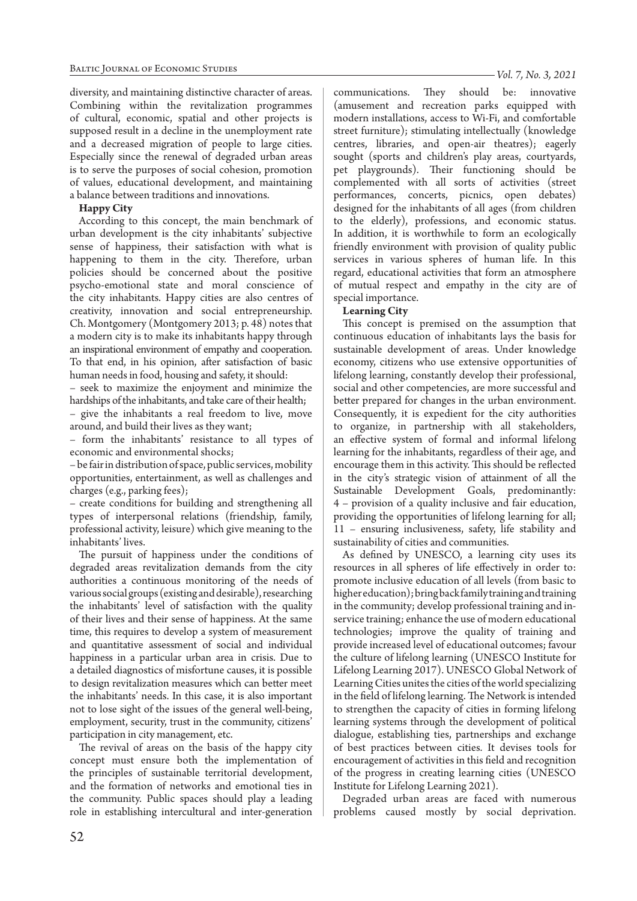diversity, and maintaining distinctive character of areas. Combining within the revitalization programmes of cultural, economic, spatial and other projects is supposed result in a decline in the unemployment rate and a decreased migration of people to large cities. Especially since the renewal of degraded urban areas is to serve the purposes of social cohesion, promotion of values, educational development, and maintaining a balance between traditions and innovations.

**Happy City**

According to this concept, the main benchmark of urban development is the city inhabitants' subjective sense of happiness, their satisfaction with what is happening to them in the city. Therefore, urban policies should be concerned about the positive psycho-emotional state and moral conscience of the city inhabitants. Happy cities are also centres of creativity, innovation and social entrepreneurship. Ch. Montgomery (Montgomery 2013; p. 48) notes that a modern city is to make its inhabitants happy through an inspirational environment of empathy and cooperation. To that end, in his opinion, after satisfaction of basic human needs in food, housing and safety, it should:

– seek to maximize the enjoyment and minimize the hardships of the inhabitants, and take care of their health;

– give the inhabitants a real freedom to live, move around, and build their lives as they want;

– form the inhabitants' resistance to all types of economic and environmental shocks;

– be fair in distribution of space, public services, mobility opportunities, entertainment, as well as challenges and charges (e.g., parking fees);

– create conditions for building and strengthening all types of interpersonal relations (friendship, family, professional activity, leisure) which give meaning to the inhabitants' lives.

The pursuit of happiness under the conditions of degraded areas revitalization demands from the city authorities a continuous monitoring of the needs of various social groups (existing and desirable), researching the inhabitants' level of satisfaction with the quality of their lives and their sense of happiness. At the same time, this requires to develop a system of measurement and quantitative assessment of social and individual happiness in a particular urban area in crisis. Due to a detailed diagnostics of misfortune causes, it is possible to design revitalization measures which can better meet the inhabitants' needs. In this case, it is also important not to lose sight of the issues of the general well-being, employment, security, trust in the community, citizens' participation in city management, etc.

The revival of areas on the basis of the happy city concept must ensure both the implementation of the principles of sustainable territorial development, and the formation of networks and emotional ties in the community. Public spaces should play a leading role in establishing intercultural and inter-generation communications. They should be: innovative (amusement and recreation parks equipped with modern installations, access to Wi-Fi, and comfortable street furniture); stimulating intellectually (knowledge centres, libraries, and open-air theatres); eagerly sought (sports and children's play areas, courtyards, pet playgrounds). Their functioning should be complemented with all sorts of activities (street performances, concerts, picnics, open debates) designed for the inhabitants of all ages (from children to the elderly), professions, and economic status. In addition, it is worthwhile to form an ecologically friendly environment with provision of quality public services in various spheres of human life. In this regard, educational activities that form an atmosphere of mutual respect and empathy in the city are of special importance.

**Learning City**

This concept is premised on the assumption that continuous education of inhabitants lays the basis for sustainable development of areas. Under knowledge economy, citizens who use extensive opportunities of lifelong learning, constantly develop their professional, social and other competencies, are more successful and better prepared for changes in the urban environment. Consequently, it is expedient for the city authorities to organize, in partnership with all stakeholders, an effective system of formal and informal lifelong learning for the inhabitants, regardless of their age, and encourage them in this activity. This should be reflected in the city's strategic vision of attainment of all the Sustainable Development Goals, predominantly: 4 – provision of a quality inclusive and fair education, providing the opportunities of lifelong learning for all; 11 – ensuring inclusiveness, safety, life stability and sustainability of cities and communities.

As defined by UNESCO, a learning city uses its resources in all spheres of life effectively in order to: promote inclusive education of all levels (from basic to higher education); bring back family training and training in the community; develop professional training and in-service training; enhance the use of modern educational technologies; improve the quality of training and provide increased level of educational outcomes; favour the culture of lifelong learning (UNESCO Institute for Lifelong Learning 2017). UNESCO Global Network of Learning Cities unites the cities of the world specializing in the field of lifelong learning. The Network is intended to strengthen the capacity of cities in forming lifelong learning systems through the development of political dialogue, establishing ties, partnerships and exchange of best practices between cities. It devises tools for encouragement of activities in this field and recognition of the progress in creating learning cities (UNESCO Institute for Lifelong Learning 2021).

Degraded urban areas are faced with numerous problems caused mostly by social deprivation.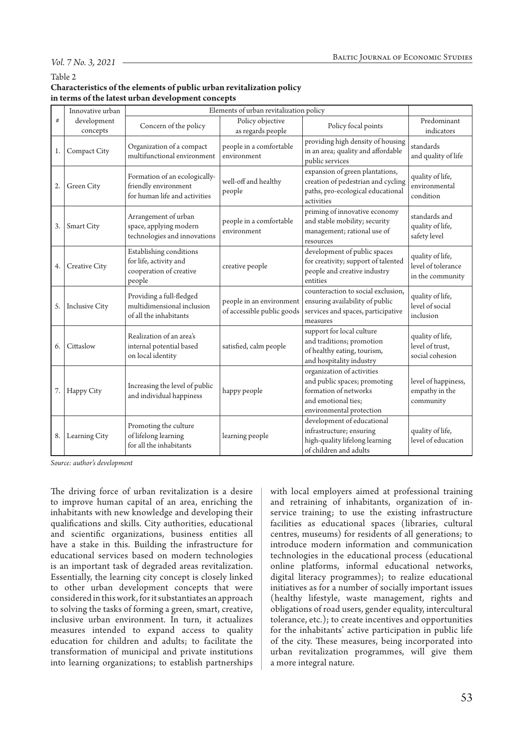Table 2
**Characteristics of the elements of public urban revitalization policy in terms of the latest urban development concepts**

| # | Innovative urban development concepts | Elements of urban revitalization policy | | | |
|---|---|---|---|---|---|
| | | Concern of the policy | Policy objective as regards people | Policy focal points | Predominant indicators |
| 1. | Compact City | Organization of a compact multifunctional environment | people in a comfortable environment | providing high density of housing in an area; quality and affordable public services | standards and quality of life |
| 2. | Green City | Formation of an ecologically-friendly environment for human life and activities | well-off and healthy people | expansion of green plantations, creation of pedestrian and cycling paths, pro-ecological educational activities | quality of life, environmental condition |
| 3. | Smart City | Arrangement of urban space, applying modern technologies and innovations | people in a comfortable environment | priming of innovative economy and stable mobility; security management; rational use of resources | standards and quality of life, safety level |
| 4. | Creative City | Establishing conditions for life, activity and cooperation of creative people | creative people | development of public spaces for creativity; support of talented people and creative industry entities | quality of life, level of tolerance in the community |
| 5. | Inclusive City | Providing a full-fledged multidimensional inclusion of all the inhabitants | people in an environment of accessible public goods | counteraction to social exclusion, ensuring availability of public services and spaces, participative measures | quality of life, level of social inclusion |
| 6. | Cittaslow | Realization of an area's internal potential based on local identity | satisfied, calm people | support for local culture and traditions; promotion of healthy eating, tourism, and hospitality industry | quality of life, level of trust, social cohesion |
| 7. | Happy City | Increasing the level of public and individual happiness | happy people | organization of activities and public spaces; promoting formation of networks and emotional ties; environmental protection | level of happiness, empathy in the community |
| 8. | Learning City | Promoting the culture of lifelong learning for all the inhabitants | learning people | development of educational infrastructure; ensuring high-quality lifelong learning of children and adults | quality of life, level of education |

*Source: author's development*

The driving force of urban revitalization is a desire to improve human capital of an area, enriching the inhabitants with new knowledge and developing their qualifications and skills. City authorities, educational and scientific organizations, business entities all have a stake in this. Building the infrastructure for educational services based on modern technologies is an important task of degraded areas revitalization. Essentially, the learning city concept is closely linked to other urban development concepts that were considered in this work, for it substantiates an approach to solving the tasks of forming a green, smart, creative, inclusive urban environment. In turn, it actualizes measures intended to expand access to quality education for children and adults; to facilitate the transformation of municipal and private institutions into learning organizations; to establish partnerships with local employers aimed at professional training and retraining of inhabitants, organization of in-service training; to use the existing infrastructure facilities as educational spaces (libraries, cultural centres, museums) for residents of all generations; to introduce modern information and communication technologies in the educational process (educational online platforms, informal educational networks, digital literacy programmes); to realize educational initiatives as for a number of socially important issues (healthy lifestyle, waste management, rights and obligations of road users, gender equality, intercultural tolerance, etc.); to create incentives and opportunities for the inhabitants' active participation in public life of the city. These measures, being incorporated into urban revitalization programmes, will give them a more integral nature.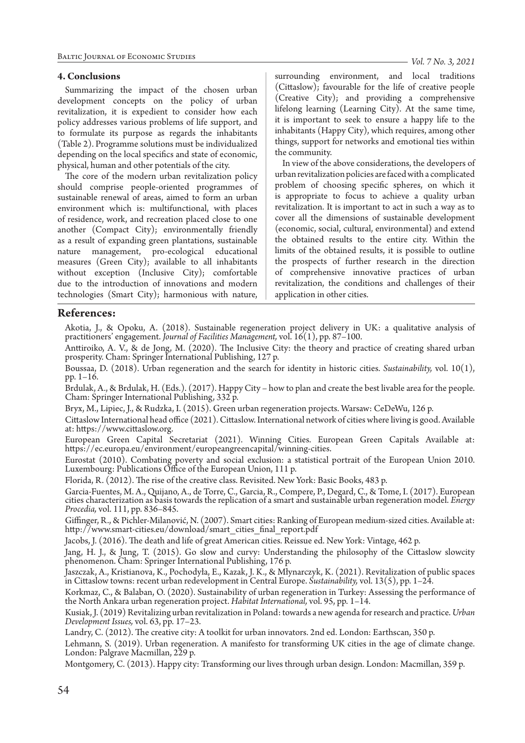## 4. Conclusions

Summarizing the impact of the chosen urban development concepts on the policy of urban revitalization, it is expedient to consider how each policy addresses various problems of life support, and to formulate its purpose as regards the inhabitants (Table 2). Programme solutions must be individualized depending on the local specifics and state of economic, physical, human and other potentials of the city.

The core of the modern urban revitalization policy should comprise people-oriented programmes of sustainable renewal of areas, aimed to form an urban environment which is: multifunctional, with places of residence, work, and recreation placed close to one another (Compact City); environmentally friendly as a result of expanding green plantations, sustainable nature management, pro-ecological educational measures (Green City); available to all inhabitants without exception (Inclusive City); comfortable due to the introduction of innovations and modern technologies (Smart City); harmonious with nature, surrounding environment, and local traditions (Cittaslow); favourable for the life of creative people (Creative City); and providing a comprehensive lifelong learning (Learning City). At the same time, it is important to seek to ensure a happy life to the inhabitants (Happy City), which requires, among other things, support for networks and emotional ties within the community.

In view of the above considerations, the developers of urban revitalization policies are faced with a complicated problem of choosing specific spheres, on which it is appropriate to focus to achieve a quality urban revitalization. It is important to act in such a way as to cover all the dimensions of sustainable development (economic, social, cultural, environmental) and extend the obtained results to the entire city. Within the limits of the obtained results, it is possible to outline the prospects of further research in the direction of comprehensive innovative practices of urban revitalization, the conditions and challenges of their application in other cities.

## References:

Akotia, J., & Opoku, A. (2018). Sustainable regeneration project delivery in UK: a qualitative analysis of practitioners' engagement. *Journal of Facilities Management,* vol. 16(1), pp. 87–100.

Anttiroiko, A. V., & de Jong, M. (2020). The Inclusive City: the theory and practice of creating shared urban prosperity. Cham: Springer International Publishing, 127 p.

Boussaa, D. (2018). Urban regeneration and the search for identity in historic cities. *Sustainability,* vol. 10(1), pp. 1–16.

Brdulak, A., & Brdulak, H. (Eds.). (2017). Happy City – how to plan and create the best livable area for the people. Cham: Springer International Publishing, 332 p.

Bryx, M., Lipiec, J., & Rudzka, I. (2015). Green urban regeneration projects. Warsaw: CeDeWu, 126 p.

Cittaslow International head office (2021). Cittaslow. International network of cities where living is good. Available at: https://www.cittaslow.org.

European Green Capital Secretariat (2021). Winning Cities. European Green Capitals Available at: https://ec.europa.eu/environment/europeangreencapital/winning-cities.

Eurostat (2010). Combating poverty and social exclusion: a statistical portrait of the European Union 2010. Luxembourg: Publications Office of the European Union, 111 p.

Florida, R. (2012). The rise of the creative class. Revisited. New York: Basic Books, 483 p.

Garcia-Fuentes, M. A., Quijano, A., de Torre, C., Garcia, R., Compere, P., Degard, C., & Tome, I. (2017). European cities characterization as basis towards the replication of a smart and sustainable urban regeneration model. *Energy Procedia,* vol. 111, pp. 836–845.

Giffinger, R., & Pichler-Milanović, N. (2007). Smart cities: Ranking of European medium-sized cities. Available at: http://www.smart-cities.eu/download/smart_cities_final_report.pdf

Jacobs, J. (2016). The death and life of great American cities. Reissue ed. New York: Vintage, 462 p.

Jang, H. J., & Jung, T. (2015). Go slow and curvy: Understanding the philosophy of the Cittaslow slowcity phenomenon. Cham: Springer International Publishing, 176 p.

Jaszczak, A., Kristianova, K., Pochodyła, E., Kazak, J. K., & Młynarczyk, K. (2021). Revitalization of public spaces in Cittaslow towns: recent urban redevelopment in Central Europe. *Sustainability,* vol. 13(5), pp. 1–24.

Korkmaz, C., & Balaban, O. (2020). Sustainability of urban regeneration in Turkey: Assessing the performance of the North Ankara urban regeneration project. *Habitat International,* vol. 95, pp. 1–14.

Kusiak, J. (2019) Revitalizing urban revitalization in Poland: towards a new agenda for research and practice. *Urban Development Issues,* vol. 63, pp. 17–23.

Landry, C. (2012). The creative city: A toolkit for urban innovators. 2nd ed. London: Earthscan, 350 p.

Lehmann, S. (2019). Urban regeneration. A manifesto for transforming UK cities in the age of climate change. London: Palgrave Macmillan, 229 p.

Montgomery, C. (2013). Happy city: Transforming our lives through urban design. London: Macmillan, 359 p.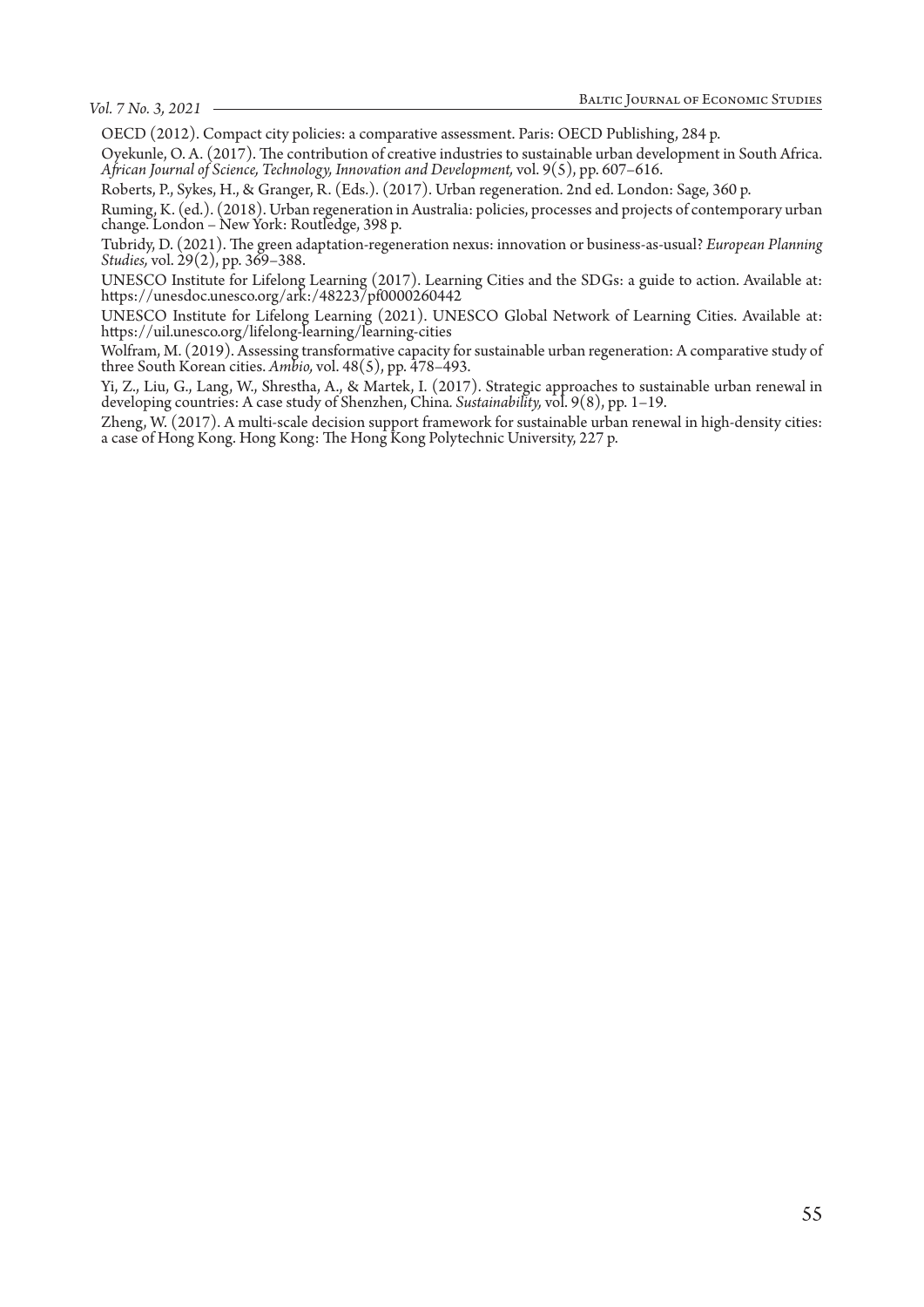OECD (2012). Compact city policies: a comparative assessment. Paris: OECD Publishing, 284 p.

Oyekunle, O. A. (2017). The contribution of creative industries to sustainable urban development in South Africa. *African Journal of Science, Technology, Innovation and Development,* vol. 9(5), pp. 607–616.

Roberts, P., Sykes, H., & Granger, R. (Eds.). (2017). Urban regeneration. 2nd ed. London: Sage, 360 p.

Ruming, K. (ed.). (2018). Urban regeneration in Australia: policies, processes and projects of contemporary urban change. London – New York: Routledge, 398 p.

Tubridy, D. (2021). The green adaptation-regeneration nexus: innovation or business-as-usual? *European Planning Studies,* vol. 29(2), pp. 369–388.

UNESCO Institute for Lifelong Learning (2017). Learning Cities and the SDGs: a guide to action. Available at: https://unesdoc.unesco.org/ark:/48223/pf0000260442

UNESCO Institute for Lifelong Learning (2021). UNESCO Global Network of Learning Cities. Available at: https://uil.unesco.org/lifelong-learning/learning-cities

Wolfram, M. (2019). Assessing transformative capacity for sustainable urban regeneration: A comparative study of three South Korean cities. *Ambio,* vol. 48(5), pp. 478–493.

Yi, Z., Liu, G., Lang, W., Shrestha, A., & Martek, I. (2017). Strategic approaches to sustainable urban renewal in developing countries: A case study of Shenzhen, China. *Sustainability,* vol. 9(8), pp. 1–19.

Zheng, W. (2017). A multi-scale decision support framework for sustainable urban renewal in high-density cities: a case of Hong Kong. Hong Kong: The Hong Kong Polytechnic University, 227 p.